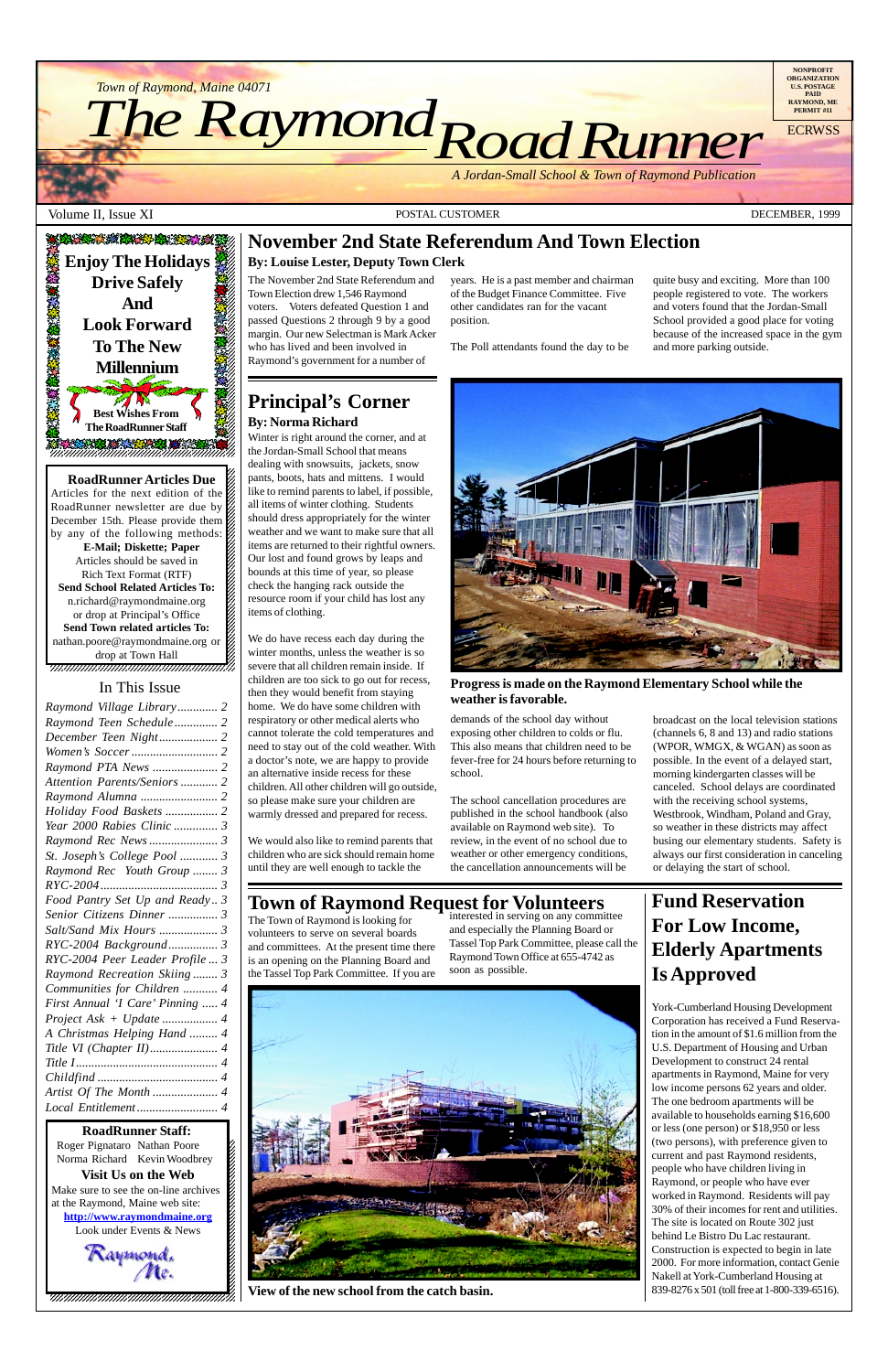Town of Raymond, Maine 04071

# The Raymond Road Runner

*A Jordan-Small School & Town of Raymond Publication*

NONPROFIT ORGANIZATION U.S. POSTAGE PAID RAYMOND, ME PERMIT #11

ECRWSS

Volume II, Issue XI — POSTAL CUSTOMER — DECEMBER, 1999

**Enjoy The Holidays Drive Safely And Look Forward To The New Millennium**

**Best Wishes From The RoadRunner Staff**

**RoadRunner Articles Due**

Articles for the next edition of the RoadRunner newsletter are due by December 15th. Please provide them by any of the following methods: **E-Mail; Diskette; Paper** Articles should be saved in Rich Text Format (RTF) **Send School Related Articles To:** n.richard@raymondmaine.org or drop at Principal's Office **Send Town related articles To:** nathan.poore@raymondmaine.org or drop at Town Hall

## In This Issue

| | |
|---|---|
| *Raymond Village Library* | 2 |
| *Raymond Teen Schedule* | 2 |
| *December Teen Night* | 2 |
| *Women's Soccer* | 2 |
| *Raymond PTA News* | 2 |
| *Attention Parents/Seniors* | 2 |
| *Raymond Alumna* | 2 |
| *Holiday Food Baskets* | 2 |
| *Year 2000 Rabies Clinic* | 3 |
| *Raymond Rec News* | 3 |
| *St. Joseph's College Pool* | 3 |
| *Raymond Rec Youth Group* | 3 |
| *RYC-2004* | 3 |
| *Food Pantry Set Up and Ready* | 3 |
| *Senior Citizens Dinner* | 3 |
| *Salt/Sand Mix Hours* | 3 |
| *RYC-2004 Background* | 3 |
| *RYC-2004 Peer Leader Profile* | 3 |
| *Raymond Recreation Skiing* | 3 |
| *Communities for Children* | 4 |
| *First Annual 'I Care' Pinning* | 4 |
| *Project Ask + Update* | 4 |
| *A Christmas Helping Hand* | 4 |
| *Title VI (Chapter II)* | 4 |
| *Title I* | 4 |
| *Childfind* | 4 |
| *Artist Of The Month* | 4 |
| *Local Entitlement* | 4 |

**RoadRunner Staff:**

Roger Pignataro Nathan Poore
Norma Richard Kevin Woodbrey

**Visit Us on the Web**

Make sure to see the on-line archives at the Raymond, Maine web site: **http://www.raymondmaine.org** Look under Events & News

## November 2nd State Referendum And Town Election

**By: Louise Lester, Deputy Town Clerk**

The November 2nd State Referendum and Town Election drew 1,546 Raymond voters. Voters defeated Question 1 and passed Questions 2 through 9 by a good margin. Our new Selectman is Mark Acker who has lived and been involved in Raymond's government for a number of years. He is a past member and chairman of the Budget Finance Committee. Five other candidates ran for the vacant position.

The Poll attendants found the day to be quite busy and exciting. More than 100 people registered to vote. The workers and voters found that the Jordan-Small School provided a good place for voting because of the increased space in the gym and more parking outside.

## Principal's Corner

**By: Norma Richard**

Winter is right around the corner, and at the Jordan-Small School that means dealing with snowsuits, jackets, snow pants, boots, hats and mittens. I would like to remind parents to label, if possible, all items of winter clothing. Students should dress appropriately for the winter weather and we want to make sure that all items are returned to their rightful owners. Our lost and found grows by leaps and bounds at this time of year, so please check the hanging rack outside the resource room if your child has lost any items of clothing.

We do have recess each day during the winter months, unless the weather is so severe that all children remain inside. If children are too sick to go out for recess, then they would benefit from staying home. We do have some children with respiratory or other medical alerts who cannot tolerate the cold temperatures and need to stay out of the cold weather. With a doctor's note, we are happy to provide an alternative inside recess for these children. All other children will go outside, so please make sure your children are warmly dressed and prepared for recess.

We would also like to remind parents that children who are sick should remain home until they are well enough to tackle the demands of the school day without exposing other children to colds or flu. This also means that children need to be fever-free for 24 hours before returning to school.

The school cancellation procedures are published in the school handbook (also available on Raymond web site). To review, in the event of no school due to weather or other emergency conditions, the cancellation announcements will be broadcast on the local television stations (channels 6, 8 and 13) and radio stations (WPOR, WMGX, & WGAN) as soon as possible. In the event of a delayed start, morning kindergarten classes will be canceled. School delays are coordinated with the receiving school systems, Westbrook, Windham, Poland and Gray, so weather in these districts may affect busing our elementary students. Safety is always our first consideration in canceling or delaying the start of school.

**Progress is made on the Raymond Elementary School while the weather is favorable.**

## Town of Raymond Request for Volunteers

The Town of Raymond is looking for volunteers to serve on several boards and committees. At the present time there is an opening on the Planning Board and the Tassel Top Park Committee. If you are interested in serving on any committee and especially the Planning Board or Tassel Top Park Committee, please call the Raymond Town Office at 655-4742 as soon as possible.

**View of the new school from the catch basin.**

## Fund Reservation For Low Income, Elderly Apartments Is Approved

York-Cumberland Housing Development Corporation has received a Fund Reservation in the amount of $1.6 million from the U.S. Department of Housing and Urban Development to construct 24 rental apartments in Raymond, Maine for very low income persons 62 years and older. The one bedroom apartments will be available to households earning $16,600 or less (one person) or $18,950 or less (two persons), with preference given to current and past Raymond residents, people who have children living in Raymond, or people who have ever worked in Raymond. Residents will pay 30% of their incomes for rent and utilities. The site is located on Route 302 just behind Le Bistro Du Lac restaurant. Construction is expected to begin in late 2000. For more information, contact Genie Nakell at York-Cumberland Housing at 839-8276 x 501 (toll free at 1-800-339-6516).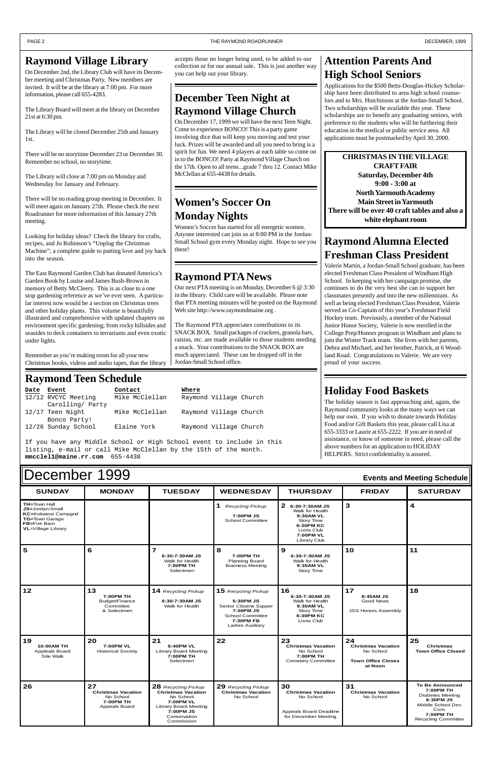## Raymond Village Library

On December 2nd, the Library Club will have its December meeting and Christmas Party. New members are invited. It will be at the library at 7:00 pm. For more information, please call 655-4283.

The Library Board will meet at the library on December 21st at 6:30 pm.

The Library will be closed December 25th and January 1st.

There will be no storytime December 23 or December 30. Remember no school, no storytime.

The Library will close at 7:00 pm on Monday and Wednesday for January and February.

There will be no reading group meeting in December. It will meet again on January 27th. Please check the next Roadrunner for more information of this January 27th meeting.

Looking for holiday ideas? Check the library for crafts, recipes, and Jo Robinson's "Unplug the Christmas Machine"; a complete guide to putting love and joy back into the season.

The East Raymond Garden Club has donated America's Garden Book by Louise and James Bush-Brown in memory of Betty McCleery. This is as close to a one stop gardening reference as we've ever seen. A particular interest now would be a section on Christmas trees and other holiday plants. This volume is beautifully illustrated and comprehensive with updated chapters on environment specific gardening; from rocky hillsides and seasides to deck containers to terrariums and even exotic under lights.

Remember as you're making room for all your new Christmas books, videos and audio tapes, that the library accepts those no longer being used, to be added to our collection or for our annual sale. This is just another way you can help out your library.

## December Teen Night at Raymond Village Church

On December 17, 1999 we will have the next Teen Night. Come to experience BONCO! This is a party game involving dice that will keep you moving and test your luck. Prizes will be awarded and all you need to bring is a spirit for fun. We need 4 players at each table so come on in to the BONCO! Party at Raymond Village Church on the 17th. Open to all teens...grade 7 thru 12. Contact Mike McClellan at 655-4438 for details.

## Women's Soccer On Monday Nights

Women's Soccer has started for all energetic women. Anyone interested can join us at 8:00 PM in the Jordan-Small School gym every Monday night. Hope to see you there!

## Raymond PTA News

Our next PTA meeting is on Monday, December 6 @ 3:30 in the library. Child care will be available. Please note that PTA meeting minutes will be posted on the Raymond Web site http://www.raymondmaine.org .

The Raymond PTA appreciates contributions to its SNACK BOX. Small packages of crackers, granola bars, raisins, etc. are made available to those students needing a snack. Your contributions to the SNACK BOX are much appreciated. These can be dropped off in the Jordan-Small School office.

## Attention Parents And High School Seniors

Applications for the $500 Betts-Douglas-Hickey Scholarship have been distributed to area high school counselors and to Mrs. Hutchinson at the Jordan-Small School. Two scholarships will be available this year. These scholarships are to benefit any graduating seniors, with preference to the students who will be furthering their education in the medical or public service area. All applications must be postmarked by April 30, 2000.

**CHRISTMAS IN THE VILLAGE CRAFT FAIR**
**Saturday, December 4th**
**9:00 - 3:00 at**
**North Yarmouth Academy**
**Main Street in Yarmouth**
**There will be over 40 craft tables and also a white elephant room**

## Raymond Alumna Elected Freshman Class President

Valerie Martin, a Jordan-Small School graduate, has been elected Freshman Class President of Windham High School. In keeping with her campaign promise, she continues to do the very best she can to support her classmates presently and into the new millennium. As well as being elected Freshman Class President, Valerie served as Co-Captain of this year's Freshman Field Hockey team. Previously, a member of the National Junior Honor Society, Valerie is now enrolled in the College Prep/Honors program in Windham and plans to join the Winter Track team. She lives with her parents, Debra and Michael, and her brother, Patrick, at 6 Woodland Road. Congratulations to Valerie. We are very proud of your success.

## Raymond Teen Schedule

| Date | Event | Contact | Where |
|---|---|---|---|
| 12/12 | RVCYC Meeting Carolling/ Party | Mike McClellan | Raymond Village Church |
| 12/17 | Teen Night Bonco Party! | Mike McClellan | Raymond Village Church |
| 12/26 | Sunday School | Elaine York | Raymond Village Church |

If you have any Middle School or High School event to include in this listing, e-mail or call Mike McClellan by the 15th of the month.
**mmcclell@maine.rr.com** 655-4438

## Holiday Food Baskets

The holiday season is fast approaching and, again, the Raymond community looks at the many ways we can help our own. If you wish to donate towards Holiday Food and/or Gift Baskets this year, please call Lisa at 655-3333 or Laurie at 655-2222. If you are in need of assistance, or know of someone in need, please call the above numbers for an application to HOLIDAY HELPERS. Strict confidentiality is assured.

# December 1999

**Events and Meeting Schedule**

| SUNDAY | MONDAY | TUESDAY | WEDNESDAY | THURSDAY | FRIDAY | SATURDAY |
|---|---|---|---|---|---|---|
| **TH**=Town Hall<br>**JS**=Jordan-Small<br>**KC**=Kokatosi Campgnd<br>**TG**=Town Garage<br>**FB**=Fire Barn<br>**VL**=Village Library | | | **1** *Recycling Pickup*<br>**7:00PM JS** School Committee | **2** **6:30-7:30AM JS** Walk for Health<br>**9:30AM VL** Story Time<br>**6:30PM KC** Lions Club<br>**7:00PM VL** Library Club | **3** | **4** |
| **5** | **6** | **7** **6:30-7:30AM JS** Walk for Health<br>**7:00PM TH** Selectmen | **8** **7:00PM TH** Planning Board Business Meeting | **9** **6:30-7:30AM JS** Walk for Health<br>**9:30AM VL** Story Time | **10** | **11** |
| **12** | **13** **7:00PM TH** Budget/Finance Committee & Selectmen | **14** *Recycling Pickup*<br>**6:30-7:30AM JS** Walk for Health | **15** *Recycling Pickup*<br>**5:30PM JS** Senior Citizens Supper<br>**7:00PM JS** School Committee<br>**7:30PM FB** Ladies Auxiliary | **16** **6:30-7:30AM JS** Walk for Health<br>**9:30AM VL** Story Time<br>**6:30PM KC** Lions Club | **17** **8:45AM JS** Good News<br>JSS Honors Assembly | **18** |
| **19** **10:00AM TH** Appleals Board Site Walk | **20** **7:00PM VL** Historical Society | **21** **6:40PM VL** Library Board Meeting<br>**7:00PM TH** Selectmen | **22** | **23** **Christmas Vacation** No School<br>**7:00PM TH** Cemetery Committee | **24** **Christmas Vacation** No School<br>**Town Office Closes at Noon** | **25** **Christmas**<br>**Town Office Closed** |
| **26** | **27** **Christmas Vacation** No School<br>**7:00PM TH** Appeals Board | **28** *Recycling Pickup*<br>**Christmas Vacation** No School<br>**7:00PM VL** Library Board Meeting<br>**7:00PM JS** Conservation Commission | **29** *Recycling Pickup*<br>**Christmas Vacation** No School | **30** **Christmas Vacation** No School<br>Appeals Board Deadline for December Meeting | **31** **Christmas Vacation** No School | **To Be Announced**<br>**7:00PM TH** Diabetes Meeting<br>**6:30PM JS** Middle School Dev. Com.<br>**7:00PM TH** Recycling Committee |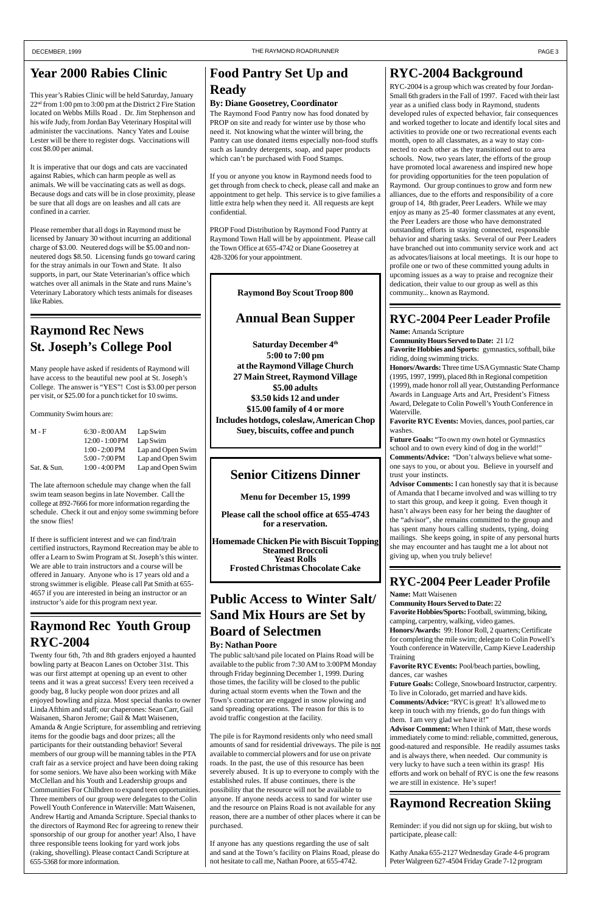## Year 2000 Rabies Clinic

This year's Rabies Clinic will be held Saturday, January 22nd from 1:00 pm to 3:00 pm at the District 2 Fire Station located on Webbs Mills Road . Dr. Jim Stephenson and his wife Judy, from Jordan Bay Veterinary Hospital will administer the vaccinations. Nancy Yates and Louise Lester will be there to register dogs. Vaccinations will cost $8.00 per animal.

It is imperative that our dogs and cats are vaccinated against Rabies, which can harm people as well as animals. We will be vaccinating cats as well as dogs. Because dogs and cats will be in close proximity, please be sure that all dogs are on leashes and all cats are confined in a carrier.

Please remember that all dogs in Raymond must be licensed by January 30 without incurring an additional charge of $3.00. Neutered dogs will be $5.00 and non-neutered dogs $8.50. Licensing funds go toward caring for the stray animals in our Town and State. It also supports, in part, our State Veterinarian's office which watches over all animals in the State and runs Maine's Veterinary Laboratory which tests animals for diseases like Rabies.

## Raymond Rec News St. Joseph's College Pool

Many people have asked if residents of Raymond will have access to the beautiful new pool at St. Joseph's College. The answer is "YES"! Cost is $3.00 per person per visit, or $25.00 for a punch ticket for 10 swims.

Community Swim hours are:

| | | |
|---|---|---|
| M - F | 6:30 - 8:00 AM | Lap Swim |
| | 12:00 - 1:00 PM | Lap Swim |
| | 1:00 - 2:00 PM | Lap and Open Swim |
| | 5:00 - 7:00 PM | Lap and Open Swim |
| Sat. & Sun. | 1:00 - 4:00 PM | Lap and Open Swim |

The late afternoon schedule may change when the fall swim team season begins in late November. Call the college at 892-7666 for more information regarding the schedule. Check it out and enjoy some swimming before the snow flies!

If there is sufficient interest and we can find/train certified instructors, Raymond Recreation may be able to offer a Learn to Swim Program at St. Joseph's this winter. We are able to train instructors and a course will be offered in January. Anyone who is 17 years old and a strong swimmer is eligible. Please call Pat Smith at 655-4657 if you are interested in being an instructor or an instructor's aide for this program next year.

## Raymond Rec Youth Group RYC-2004

Twenty four 6th, 7th and 8th graders enjoyed a haunted bowling party at Beacon Lanes on October 31st. This was our first attempt at opening up an event to other teens and it was a great success! Every teen received a goody bag, 8 lucky people won door prizes and all enjoyed bowling and pizza. Most special thanks to owner Linda Afthim and staff; our chaperones: Sean Carr, Gail Waisanen, Sharon Jerome; Gail & Matt Waisenen, Amanda & Angie Scripture, for assembling and retrieving items for the goodie bags and door prizes; all the participants for their outstanding behavior! Several members of our group will be manning tables in the PTA craft fair as a service project and have been doing raking for some seniors. We have also been working with Mike McClellan and his Youth and Leadership groups and Communities For Chilhdren to expand teen opportunities. Three members of our group were delegates to the Colin Powell Youth Conference in Waterville: Matt Waisenen, Andrew Hartig and Amanda Scripture. Special thanks to the directors of Raymond Rec for agreeing to renew their sponsorship of our group for another year! Also, I have three responsible teens looking for yard work jobs (raking, shovelling). Please contact Candi Scripture at 655-5368 for more information.

## Food Pantry Set Up and Ready

**By: Diane Goosetrey, Coordinator**

The Raymond Food Pantry now has food donated by PROP on site and ready for winter use by those who need it. Not knowing what the winter will bring, the Pantry can use donated items especially non-food stuffs such as laundry detergents, soap, and paper products which can't be purchased with Food Stamps.

If you or anyone you know in Raymond needs food to get through from check to check, please call and make an appointment to get help. This service is to give families a little extra help when they need it. All requests are kept confidential.

PROP Food Distribution by Raymond Food Pantry at Raymond Town Hall will be by appointment. Please call the Town Office at 655-4742 or Diane Goosetrey at 428-3206 for your appointment.

**Raymond Boy Scout Troop 800**

## Annual Bean Supper

**Saturday December 4th**
**5:00 to 7:00 pm**
**at the Raymond Village Church**
**27 Main Street, Raymond Village**
**$5.00 adults**
**$3.50 kids 12 and under**
**$15.00 family of 4 or more**
**Includes hotdogs, coleslaw, American Chop Suey, biscuits, coffee and punch**

## Senior Citizens Dinner

**Menu for December 15, 1999**

**Please call the school office at 655-4743 for a reservation.**

**Homemade Chicken Pie with Biscuit Topping**
**Steamed Broccoli**
**Yeast Rolls**
**Frosted Christmas Chocolate Cake**

## Public Access to Winter Salt/ Sand Mix Hours are Set by Board of Selectmen

**By: Nathan Poore**

The public salt/sand pile located on Plains Road will be available to the public from 7:30 AM to 3:00PM Monday through Friday beginning December 1, 1999. During those times, the facility will be closed to the public during actual storm events when the Town and the Town's contractor are engaged in snow plowing and sand spreading operations. The reason for this is to avoid traffic congestion at the facility.

The pile is for Raymond residents only who need small amounts of sand for residential driveways. The pile is not available to commercial plowers and for use on private roads. In the past, the use of this resource has been severely abused. It is up to everyone to comply with the established rules. If abuse continues, there is the possibility that the resource will not be available to anyone. If anyone needs access to sand for winter use and the resource on Plains Road is not available for any reason, there are a number of other places where it can be purchased.

If anyone has any questions regarding the use of salt and sand at the Town's facility on Plains Road, please do not hesitate to call me, Nathan Poore, at 655-4742.

## RYC-2004 Background

RYC-2004 is a group which was created by four Jordan-Small 6th graders in the Fall of 1997. Faced with their last year as a unified class body in Raymond, students developed rules of expected behavior, fair consequences and worked together to locate and identify local sites and activities to provide one or two recreational events each month, open to all classmates, as a way to stay connected to each other as they transitioned out to area schools. Now, two years later, the efforts of the group have promoted local awareness and inspired new hope for providing opportunities for the teen population of Raymond. Our group continues to grow and form new alliances, due to the efforts and responsibility of a core group of 14, 8th grader, Peer Leaders. While we may enjoy as many as 25-40 former classmates at any event, the Peer Leaders are those who have demonstrated outstanding efforts in staying connected, responsible behavior and sharing tasks. Several of our Peer Leaders have branched out into community service work and act as advocates/liaisons at local meetings. It is our hope to profile one or two of these committed young adults in upcoming issues as a way to praise and recognize their dedication, their value to our group as well as this community... known as Raymond.

## RYC-2004 Peer Leader Profile

**Name:** Amanda Scripture
**Community Hours Served to Date:** 21 1/2
**Favorite Hobbies and Sports:** gymnastics, softball, bike riding, doing swimming tricks.
**Honors/Awards:** Three time USA Gymnastic State Champ (1995, 1997, 1999), placed 8th in Regional competition (1999), made honor roll all year, Outstanding Performance Awards in Language Arts and Art, President's Fitness Award, Delegate to Colin Powell's Youth Conference in Waterville.
**Favorite RYC Events:** Movies, dances, pool parties, car washes.
**Future Goals:** "To own my own hotel or Gymnastics school and to own every kind of dog in the world!"
**Comments/Advice:** "Don't always believe what someone says to you, or about you. Believe in yourself and trust your instincts.
**Advisor Comments:** I can honestly say that it is because of Amanda that I became involved and was willing to try to start this group, and keep it going. Even though it hasn't always been easy for her being the daughter of the "advisor", she remains committed to the group and has spent many hours calling students, typing, doing mailings. She keeps going, in spite of any personal hurts she may encounter and has taught me a lot about not giving up, when you truly believe!

## RYC-2004 Peer Leader Profile

**Name:** Matt Waisenen
**Community Hours Served to Date:** 22
**Favorite Hobbies/Sports:** Football, swimming, biking, camping, carpentry, walking, video games.
**Honors/Awards:** 99: Honor Roll, 2 quarters; Certificate for completing the mile swim; delegate to Colin Powell's Youth conference in Waterville, Camp Kieve Leadership Training
**Favorite RYC Events:** Pool/beach parties, bowling, dances, car washes
**Future Goals:** College, Snowboard Instructor, carpentry. To live in Colorado, get married and have kids.
**Comments/Advice:** "RYC is great! It's allowed me to keep in touch with my friends, go do fun things with them. I am very glad we have it!"
**Advisor Comment:** When I think of Matt, these words immediately come to mind: reliable, committed, generous, good-natured and responsible. He readily assumes tasks and is always there, when needed. Our community is very lucky to have such a teen within its grasp! His efforts and work on behalf of RYC is one the few reasons we are still in existence. He's super!

## Raymond Recreation Skiing

Reminder: if you did not sign up for skiing, but wish to participate, please call:

Kathy Anaka 655-2127 Wednesday Grade 4-6 program
Peter Walgreen 627-4504 Friday Grade 7-12 program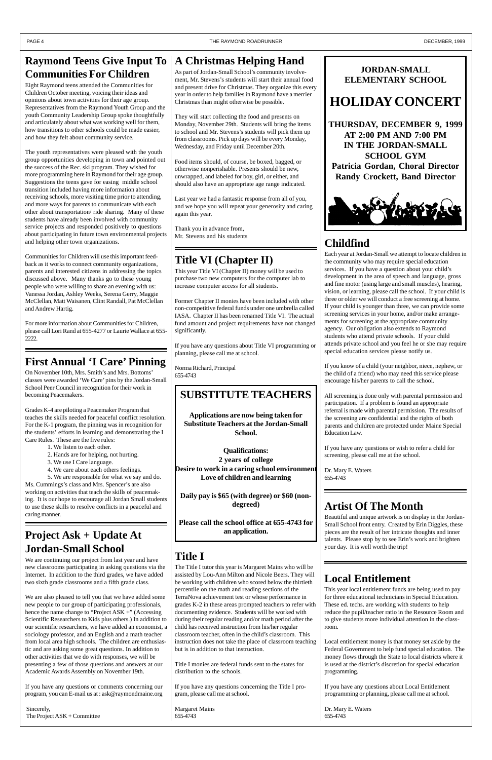## Raymond Teens Give Input To Communities For Children

Eight Raymond teens attended the Communities for Children October meeting, voicing their ideas and opinions about town activities for their age group. Representatives from the Raymond Youth Group and the youth Community Leadership Group spoke thoughtfully and articulately about what was working well for them, how transitions to other schools could be made easier, and how they felt about community service.

The youth representatives were pleased with the youth group opportunities developing in town and pointed out the success of the Rec. ski program. They wished for more programming here in Raymond for their age group. Suggestions the teens gave for easing middle school transition included having more information about receiving schools, more visiting time prior to attending, and more ways for parents to communicate with each other about transportation/ ride sharing. Many of these students have already been involved with community service projects and responded positively to questions about participating in future town environmental projects and helping other town organizations.

Communities for Children will use this important feedback as it works to connect community organizations, parents and interested citizens in addressing the topics discussed above. Many thanks go to these young people who were willing to share an evening with us: Vanessa Jordan, Ashley Weeks, Serena Gerry, Maggie McClellan, Matt Waisanen, Clint Randall, Pat McClellan and Andrew Hartig.

For more information about Communities for Children, please call Lori Rand at 655-4277 or Laurie Wallace at 655-2222.

## First Annual 'I Care' Pinning

On November 10th, Mrs. Smith's and Mrs. Bottoms' classes were awarded 'We Care' pins by the Jordan-Small School Peer Council in recognition for their work in becoming Peacemakers.

Grades K-4 are piloting a Peacemaker Program that teaches the skills needed for peaceful conflict resolution. For the K-1 program, the pinning was in recognition for the students' efforts in learning and demonstrating the I Care Rules. These are the five rules:

1. We listen to each other.
2. Hands are for helping, not hurting.
3. We use I Care language.
4. We care about each others feelings.
5. We are responsible for what we say and do.

Ms. Cummings's class and Mrs. Spencer's are also working on activities that teach the skills of peacemaking. It is our hope to encourage all Jordan Small students to use these skills to resolve conflicts in a peaceful and caring manner.

## Project Ask + Update At Jordan-Small School

We are continuing our project from last year and have new classrooms participating in asking questions via the Internet. In addition to the third grades, we have added two sixth grade classrooms and a fifth grade class.

We are also pleased to tell you that we have added some new people to our group of participating professionals, hence the name change to "Project ASK +" (Accessing Scientific Researchers to Kids plus others.) In addition to our scientific researchers, we have added an economist, a sociology professor, and an English and a math teacher from local area high schools. The children are enthusiastic and are asking some great questions. In addition to other activities that we do with responses, we will be presenting a few of those questions and answers at our Academic Awards Assembly on November 19th.

If you have any questions or comments concerning our program, you can E-mail us at : ask@raymondmaine.org

Sincerely,
The Project ASK + Committee

## A Christmas Helping Hand

As part of Jordan-Small School's community involvement, Mr. Stevens's students will start their annual food and present drive for Christmas. They organize this every year in order to help families in Raymond have a merrier Christmas than might otherwise be possible.

They will start collecting the food and presents on Monday, November 29th. Students will bring the items to school and Mr. Stevens's students will pick them up from classrooms. Pick up days will be every Monday, Wednesday, and Friday until December 20th.

Food items should, of course, be boxed, bagged, or otherwise nonperishable. Presents should be new, unwrapped, and labeled for boy, girl, or either, and should also have an appropriate age range indicated.

Last year we had a fantastic response from all of you, and we hope you will repeat your generosity and caring again this year.

Thank you in advance from,
Mr. Stevens and his students

## Title VI (Chapter II)

This year Title VI (Chapter II) money will be used to purchase two new computers for the computer lab to increase computer access for all students.

Former Chapter II monies have been included with other non-competitive federal funds under one umbrella called IASA. Chapter II has been renamed Title VI. The actual fund amount and project requirements have not changed significantly.

If you have any questions about Title VI programming or planning, please call me at school.

Norma Richard, Principal
655-4743

## SUBSTITUTE TEACHERS

**Applications are now being taken for Substitute Teachers at the Jordan-Small School.**

**Qualifications:**
**2 years of college**
**Desire to work in a caring school environment**
**Love of children and learning**

**Daily pay is $65 (with degree) or $60 (non-degreed)**

**Please call the school office at 655-4743 for an application.**

## Title I

The Title I tutor this year is Margaret Mains who will be assisted by Lou-Ann Milton and Nicole Beers. They will be working with children who scored below the thirtieth percentile on the math and reading sections of the TerraNova achievement test or whose performance in grades K-2 in these areas prompted teachers to refer with documenting evidence. Students will be worked with during their regular reading and/or math period after the child has received instruction from his/her regular classroom teacher, often in the child's classroom. This instruction does not take the place of classroom teaching but is in addition to that instruction.

Title I monies are federal funds sent to the states for distribution to the schools.

If you have any questions concerning the Title I program, please call me at school.

Margaret Mains
655-4743

**JORDAN-SMALL ELEMENTARY SCHOOL**

# HOLIDAY CONCERT

**THURSDAY, DECEMBER 9, 1999**
**AT 2:00 PM AND 7:00 PM**
**IN THE JORDAN-SMALL SCHOOL GYM**
**Patricia Gordan, Choral Director**
**Randy Crockett, Band Director**

## Childfind

Each year at Jordan-Small we attempt to locate children in the community who may require special education services. If you have a question about your child's development in the area of speech and language, gross and fine motor (using large and small muscles), hearing, vision, or learning, please call the school. If your child is three or older we will conduct a free screening at home. If your child is younger than three, we can provide some screening services in your home, and/or make arrangements for screening at the appropriate community agency. Our obligation also extends to Raymond students who attend private schools. If your child attends private school and you feel he or she may require special education services please notify us.

If you know of a child (your neighbor, niece, nephew, or the child of a friend) who may need this service please encourage his/her parents to call the school.

All screening is done only with parental permission and participation. If a problem is found an appropriate referral is made with parental permission. The results of the screening are confidential and the rights of both parents and children are protected under Maine Special Education Law.

If you have any questions or wish to refer a child for screening, please call me at the school.

Dr. Mary E. Waters
655-4743

## Artist Of The Month

Beautiful and unique artwork is on display in the Jordan-Small School front entry. Created by Erin Diggles, these pieces are the result of her intricate thoughts and inner talents. Please stop by to see Erin's work and brighten your day. It is well worth the trip!

## Local Entitlement

This year local entitlement funds are being used to pay for three educational technicians in Special Education. These ed. techs. are working with students to help reduce the pupil/teacher ratio in the Resource Room and to give students more individual attention in the classroom.

Local entitlement money is that money set aside by the Federal Government to help fund special education. The money flows through the State to local districts where it is used at the district's discretion for special education programming.

If you have any questions about Local Entitlement programming or planning, please call me at school.

Dr. Mary E. Waters
655-4743